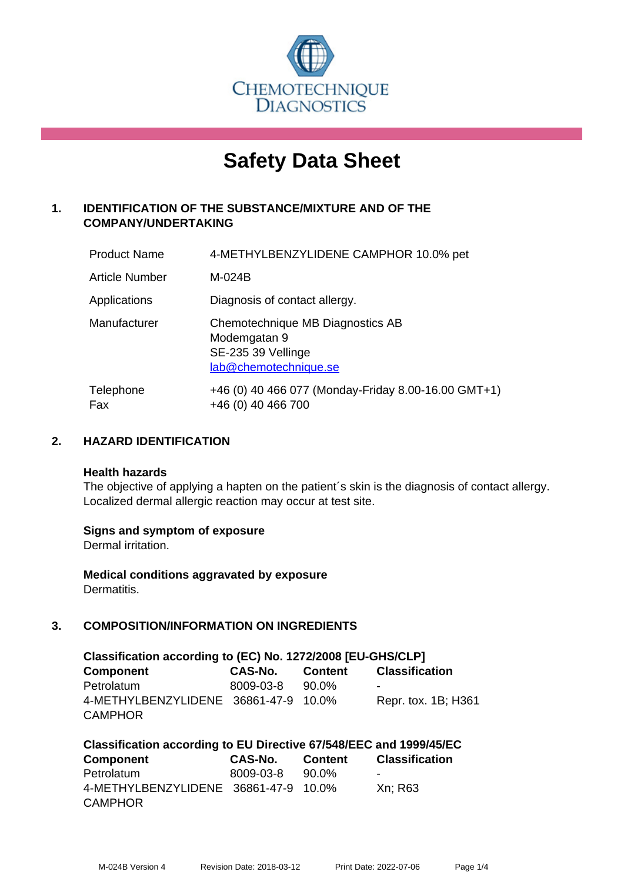CHEMOTECHNIQUE DIAGNOSTICS

# Safety Data Sheet

## 1. IDENTIFICATION OF THE SUBSTANCE/MIXTURE AND OF THE COMPANY/UNDERTAKING

| | |
|---|---|
| Product Name | 4-METHYLBENZYLIDENE CAMPHOR 10.0% pet |
| Article Number | M-024B |
| Applications | Diagnosis of contact allergy. |
| Manufacturer | Chemotechnique MB Diagnostics AB<br>Modemgatan 9<br>SE-235 39 Vellinge<br>lab@chemotechnique.se |
| Telephone<br>Fax | +46 (0) 40 466 077 (Monday-Friday 8.00-16.00 GMT+1)<br>+46 (0) 40 466 700 |

## 2. HAZARD IDENTIFICATION

**Health hazards**

The objective of applying a hapten on the patient´s skin is the diagnosis of contact allergy. Localized dermal allergic reaction may occur at test site.

**Signs and symptom of exposure**

Dermal irritation.

**Medical conditions aggravated by exposure**

Dermatitis.

## 3. COMPOSITION/INFORMATION ON INGREDIENTS

**Classification according to (EC) No. 1272/2008 [EU-GHS/CLP]**

| Component | CAS-No. | Content | Classification |
|---|---|---|---|
| Petrolatum | 8009-03-8 | 90.0% | - |
| 4-METHYLBENZYLIDENE CAMPHOR | 36861-47-9 | 10.0% | Repr. tox. 1B; H361 |

**Classification according to EU Directive 67/548/EEC and 1999/45/EC**

| Component | CAS-No. | Content | Classification |
|---|---|---|---|
| Petrolatum | 8009-03-8 | 90.0% | - |
| 4-METHYLBENZYLIDENE CAMPHOR | 36861-47-9 | 10.0% | Xn; R63 |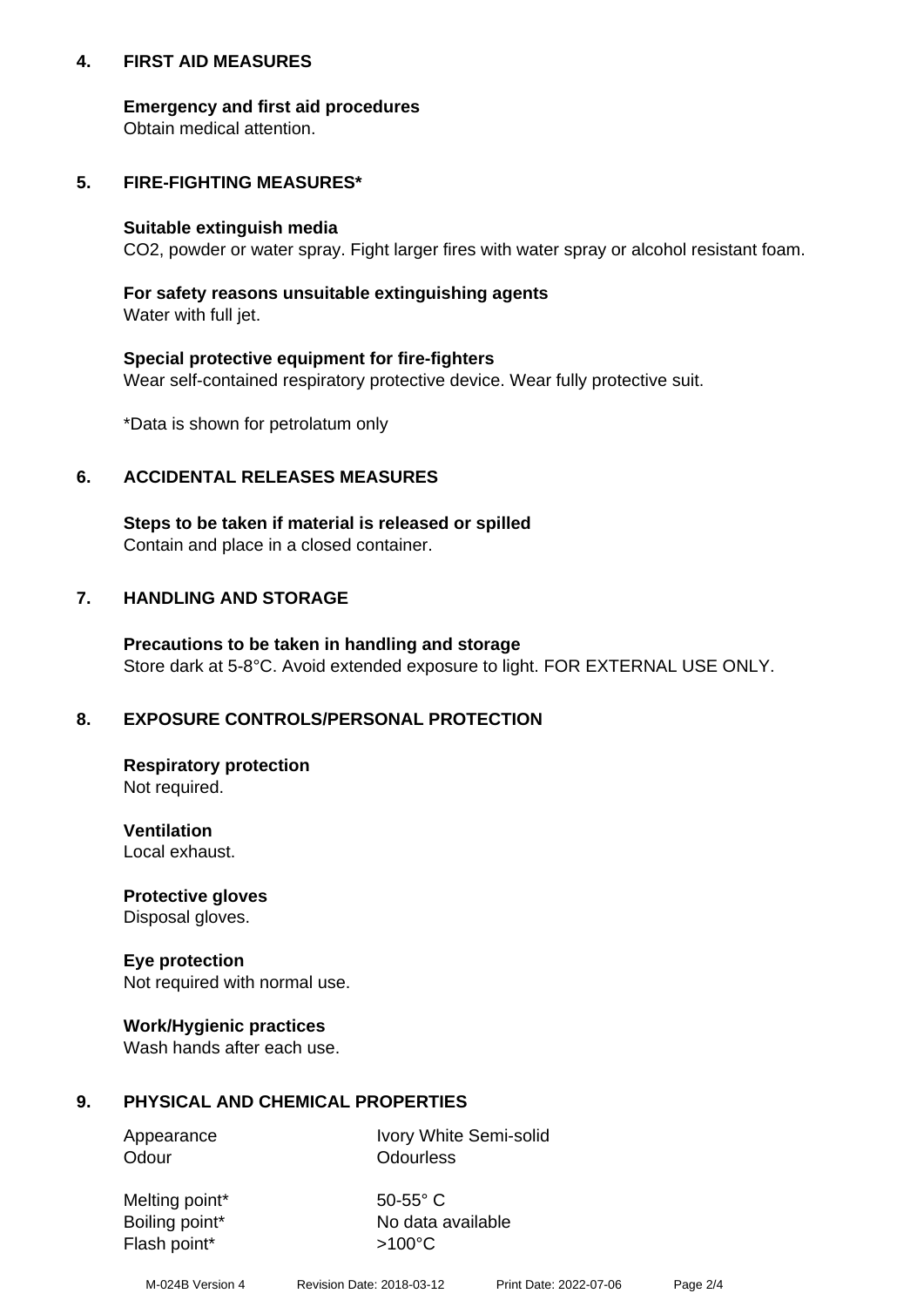## 4. FIRST AID MEASURES

**Emergency and first aid procedures**
Obtain medical attention.

## 5. FIRE-FIGHTING MEASURES*

**Suitable extinguish media**
$CO_2$, powder or water spray. Fight larger fires with water spray or alcohol resistant foam.

**For safety reasons unsuitable extinguishing agents**
Water with full jet.

**Special protective equipment for fire-fighters**
Wear self-contained respiratory protective device. Wear fully protective suit.

*Data is shown for petrolatum only

## 6. ACCIDENTAL RELEASES MEASURES

**Steps to be taken if material is released or spilled**
Contain and place in a closed container.

## 7. HANDLING AND STORAGE

**Precautions to be taken in handling and storage**
Store dark at 5-8°C. Avoid extended exposure to light. FOR EXTERNAL USE ONLY.

## 8. EXPOSURE CONTROLS/PERSONAL PROTECTION

**Respiratory protection**
Not required.

**Ventilation**
Local exhaust.

**Protective gloves**
Disposal gloves.

**Eye protection**
Not required with normal use.

**Work/Hygienic practices**
Wash hands after each use.

## 9. PHYSICAL AND CHEMICAL PROPERTIES

| | |
|---|---|
| Appearance | Ivory White Semi-solid |
| Odour | Odourless |
| Melting point* | 50-55° C |
| Boiling point* | No data available |
| Flash point* | >100°C |

M-024B Version 4 Revision Date: 2018-03-12 Print Date: 2022-07-06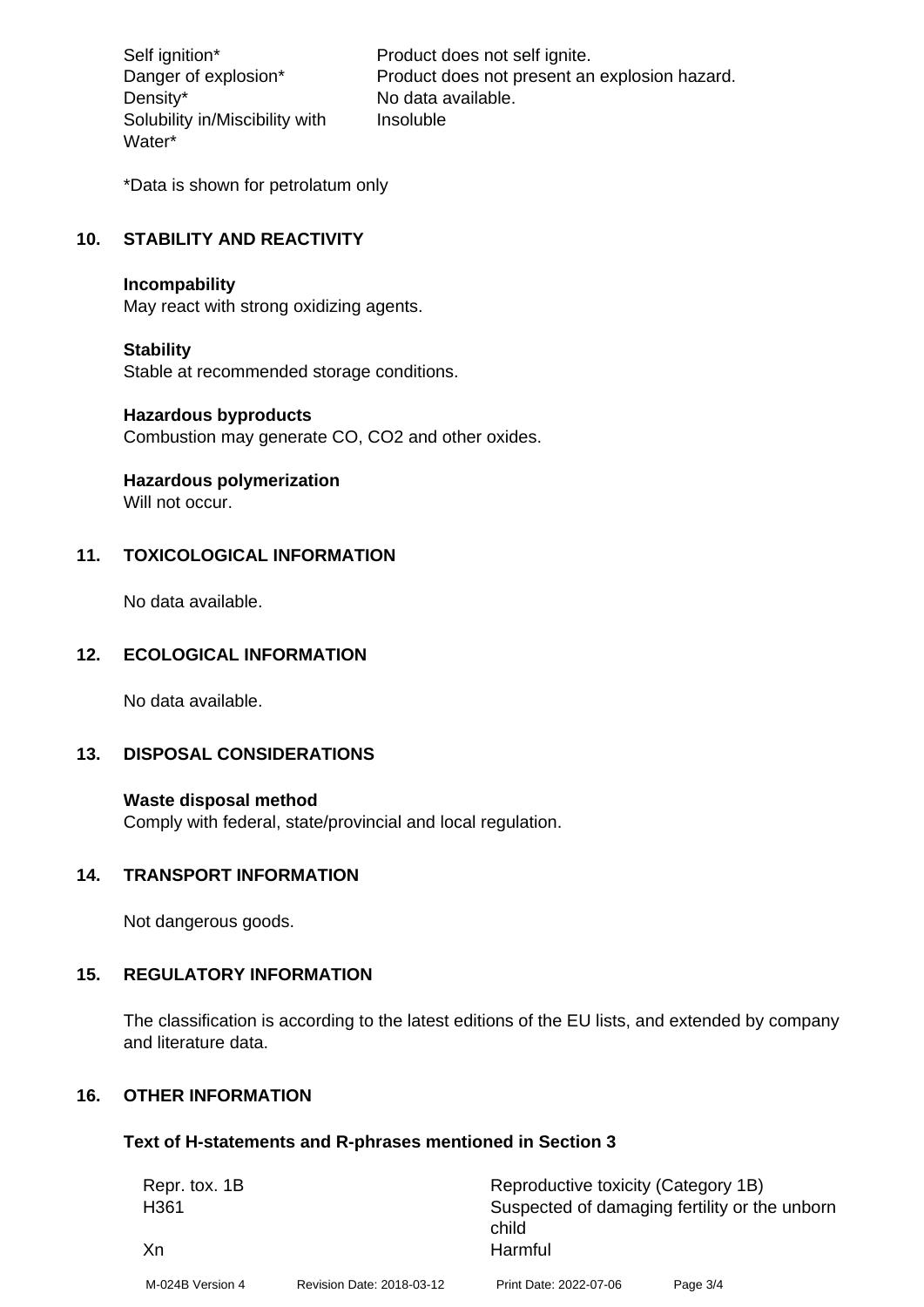| | |
|---|---|
| Self ignition* | Product does not self ignite. |
| Danger of explosion* | Product does not present an explosion hazard. |
| Density* | No data available. |
| Solubility in/Miscibility with Water* | Insoluble |

*Data is shown for petrolatum only

## 10. STABILITY AND REACTIVITY

**Incompability**
May react with strong oxidizing agents.

**Stability**
Stable at recommended storage conditions.

**Hazardous byproducts**
Combustion may generate CO, $CO_2$ and other oxides.

**Hazardous polymerization**
Will not occur.

## 11. TOXICOLOGICAL INFORMATION

No data available.

## 12. ECOLOGICAL INFORMATION

No data available.

## 13. DISPOSAL CONSIDERATIONS

**Waste disposal method**
Comply with federal, state/provincial and local regulation.

## 14. TRANSPORT INFORMATION

Not dangerous goods.

## 15. REGULATORY INFORMATION

The classification is according to the latest editions of the EU lists, and extended by company and literature data.

## 16. OTHER INFORMATION

### Text of H-statements and R-phrases mentioned in Section 3

| | |
|---|---|
| Repr. tox. 1B | Reproductive toxicity (Category 1B) |
| H361 | Suspected of damaging fertility or the unborn child |
| Xn | Harmful |

M-024B Version 4 Revision Date: 2018-03-12 Print Date: 2022-07-06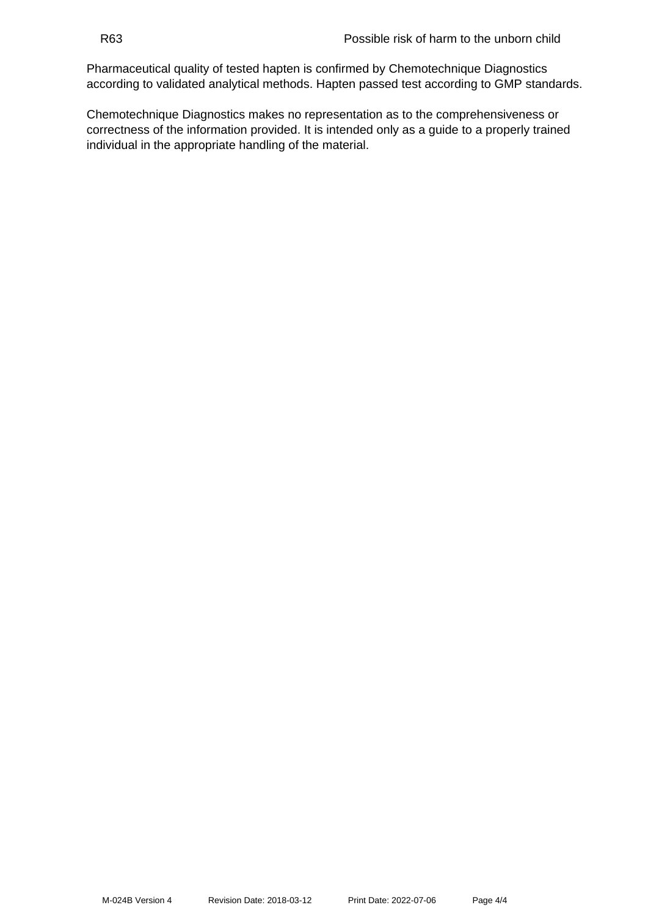| | |
|---|---|
| R63 | Possible risk of harm to the unborn child |

Pharmaceutical quality of tested hapten is confirmed by Chemotechnique Diagnostics according to validated analytical methods. Hapten passed test according to GMP standards.

Chemotechnique Diagnostics makes no representation as to the comprehensiveness or correctness of the information provided. It is intended only as a guide to a properly trained individual in the appropriate handling of the material.